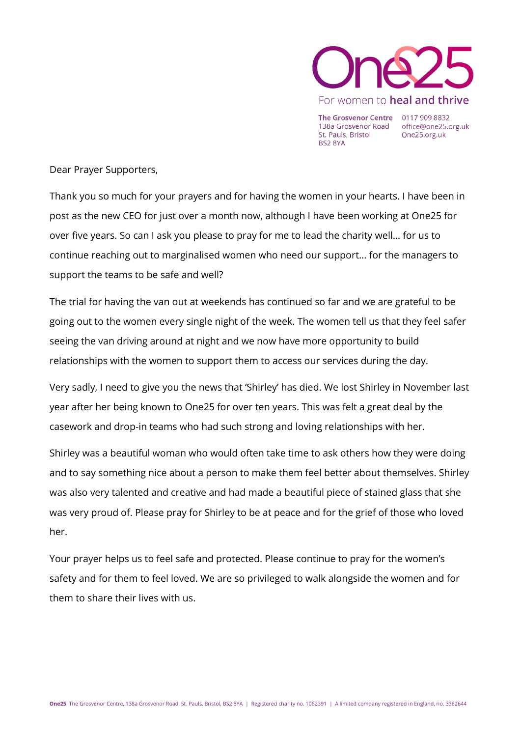One25

For women to **heal and thrive**

**The Grosvenor Centre**
138a Grosvenor Road
St. Pauls, Bristol
BS2 8YA

0117 909 8832
office@one25.org.uk
One25.org.uk

Dear Prayer Supporters,

Thank you so much for your prayers and for having the women in your hearts. I have been in post as the new CEO for just over a month now, although I have been working at One25 for over five years. So can I ask you please to pray for me to lead the charity well… for us to continue reaching out to marginalised women who need our support… for the managers to support the teams to be safe and well?

The trial for having the van out at weekends has continued so far and we are grateful to be going out to the women every single night of the week. The women tell us that they feel safer seeing the van driving around at night and we now have more opportunity to build relationships with the women to support them to access our services during the day.

Very sadly, I need to give you the news that 'Shirley' has died. We lost Shirley in November last year after her being known to One25 for over ten years. This was felt a great deal by the casework and drop-in teams who had such strong and loving relationships with her.

Shirley was a beautiful woman who would often take time to ask others how they were doing and to say something nice about a person to make them feel better about themselves. Shirley was also very talented and creative and had made a beautiful piece of stained glass that she was very proud of. Please pray for Shirley to be at peace and for the grief of those who loved her.

Your prayer helps us to feel safe and protected. Please continue to pray for the women's safety and for them to feel loved. We are so privileged to walk alongside the women and for them to share their lives with us.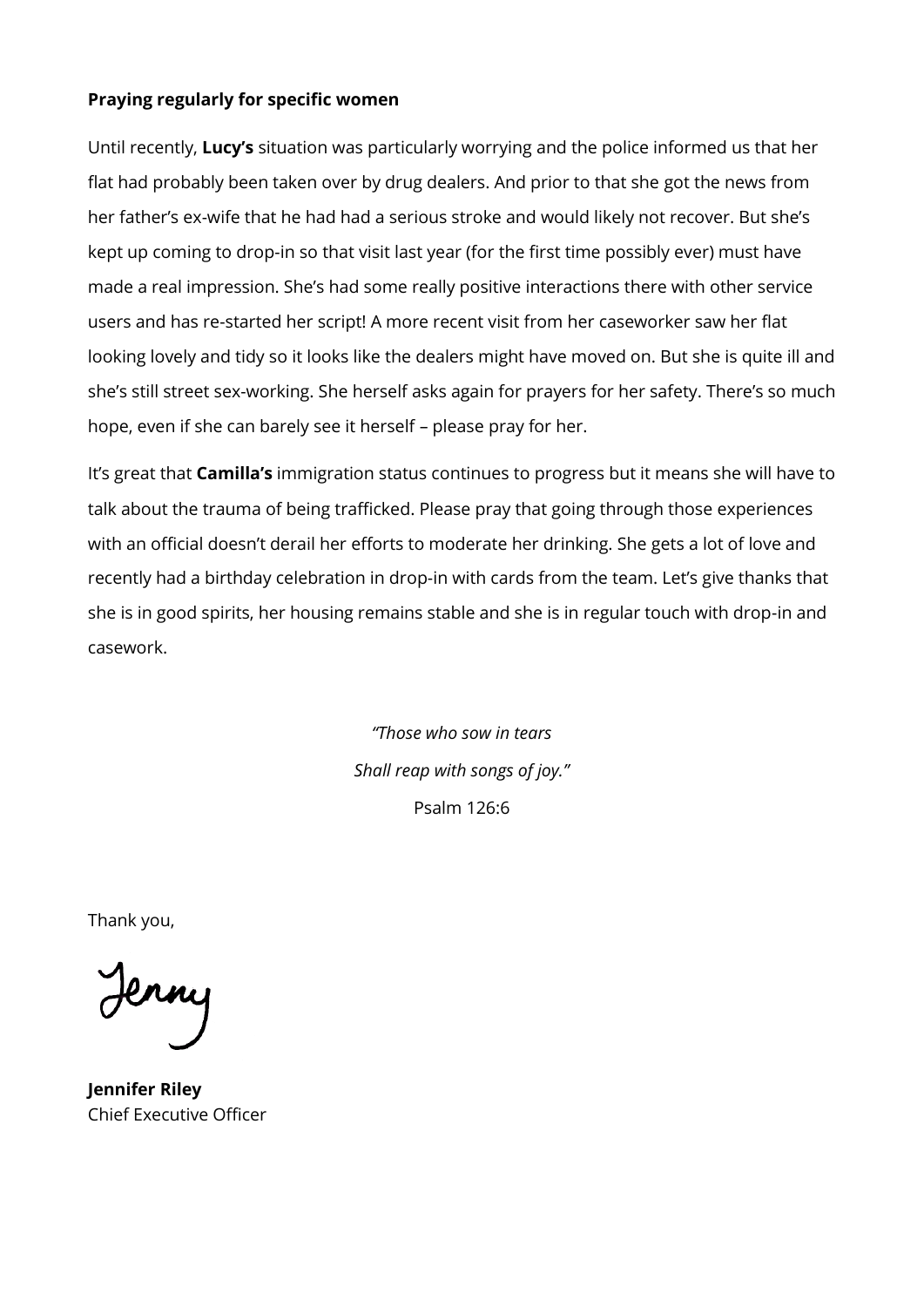**Praying regularly for specific women**

Until recently, **Lucy's** situation was particularly worrying and the police informed us that her flat had probably been taken over by drug dealers. And prior to that she got the news from her father's ex-wife that he had had a serious stroke and would likely not recover. But she's kept up coming to drop-in so that visit last year (for the first time possibly ever) must have made a real impression. She's had some really positive interactions there with other service users and has re-started her script! A more recent visit from her caseworker saw her flat looking lovely and tidy so it looks like the dealers might have moved on. But she is quite ill and she's still street sex-working. She herself asks again for prayers for her safety. There's so much hope, even if she can barely see it herself – please pray for her.

It's great that **Camilla's** immigration status continues to progress but it means she will have to talk about the trauma of being trafficked. Please pray that going through those experiences with an official doesn't derail her efforts to moderate her drinking. She gets a lot of love and recently had a birthday celebration in drop-in with cards from the team. Let's give thanks that she is in good spirits, her housing remains stable and she is in regular touch with drop-in and casework.

*"Those who sow in tears*
*Shall reap with songs of joy."*
Psalm 126:6

Thank you,

Jenny

**Jennifer Riley**
Chief Executive Officer